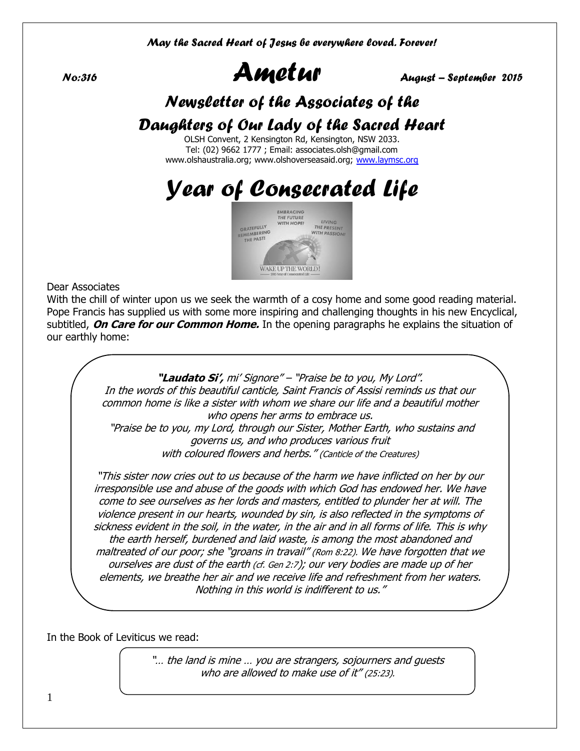*May the Sacred Heart of Jesus be everywhere loved. Forever!*

*No:316* **Ametur** *August – September 2015*

## *Newsletter of the Associates of the Daughters of Our Lady of the Sacred Heart*

OLSH Convent, 2 Kensington Rd, Kensington, NSW 2033.
Tel: (02) 9662 1777 ; Email: associates.olsh@gmail.com
www.olshaustralia.org; www.olshoverseasaid.org; www.laymsc.org

# *Year of Consecrated Life*

GRATEFULLY REMEMBERING THE PAST! EMBRACING THE FUTURE WITH HOPE! LIVING THE PRESENT WITH PASSION!

WAKE UP THE WORLD!
2015 Year of Consecrated Life

Dear Associates

With the chill of winter upon us we seek the warmth of a cosy home and some good reading material. Pope Francis has supplied us with some more inspiring and challenging thoughts in his new Encyclical, subtitled, ***On Care for our Common Home.*** In the opening paragraphs he explains the situation of our earthly home:

> ***"Laudato Si',*** *mi' Signore" – "Praise be to you, My Lord".*
> *In the words of this beautiful canticle, Saint Francis of Assisi reminds us that our common home is like a sister with whom we share our life and a beautiful mother who opens her arms to embrace us.*
> *"Praise be to you, my Lord, through our Sister, Mother Earth, who sustains and governs us, and who produces various fruit with coloured flowers and herbs." (Canticle of the Creatures)*
>
> *"This sister now cries out to us because of the harm we have inflicted on her by our irresponsible use and abuse of the goods with which God has endowed her. We have come to see ourselves as her lords and masters, entitled to plunder her at will. The violence present in our hearts, wounded by sin, is also reflected in the symptoms of sickness evident in the soil, in the water, in the air and in all forms of life. This is why the earth herself, burdened and laid waste, is among the most abandoned and maltreated of our poor; she "groans in travail" (Rom 8:22). We have forgotten that we ourselves are dust of the earth (cf. Gen 2:7); our very bodies are made up of her elements, we breathe her air and we receive life and refreshment from her waters. Nothing in this world is indifferent to us."*

In the Book of Leviticus we read:

> *"… the land is mine … you are strangers, sojourners and guests who are allowed to make use of it" (25:23).*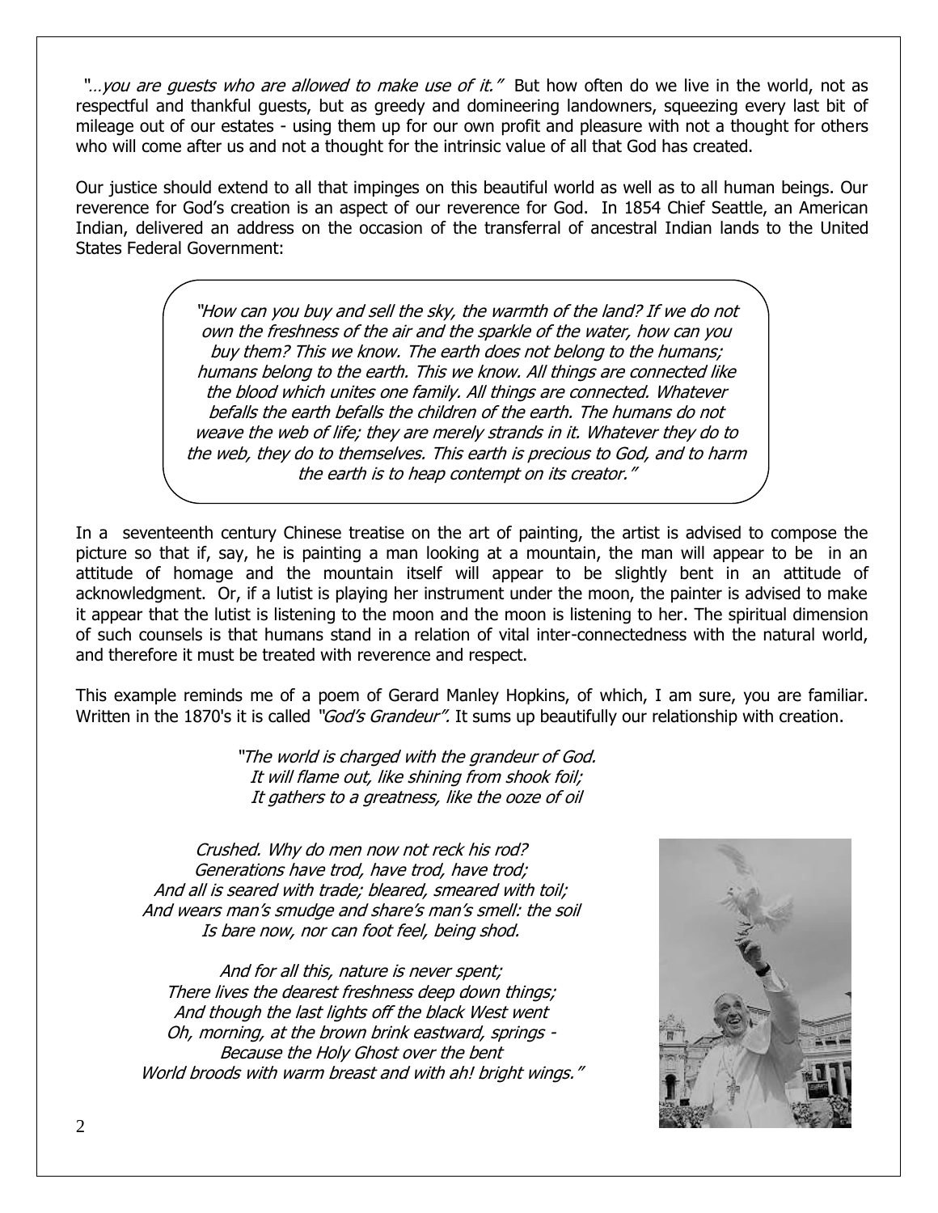*"…you are guests who are allowed to make use of it."* But how often do we live in the world, not as respectful and thankful guests, but as greedy and domineering landowners, squeezing every last bit of mileage out of our estates - using them up for our own profit and pleasure with not a thought for others who will come after us and not a thought for the intrinsic value of all that God has created.

Our justice should extend to all that impinges on this beautiful world as well as to all human beings. Our reverence for God's creation is an aspect of our reverence for God. In 1854 Chief Seattle, an American Indian, delivered an address on the occasion of the transferral of ancestral Indian lands to the United States Federal Government:

> *"How can you buy and sell the sky, the warmth of the land? If we do not own the freshness of the air and the sparkle of the water, how can you buy them? This we know. The earth does not belong to the humans; humans belong to the earth. This we know. All things are connected like the blood which unites one family. All things are connected. Whatever befalls the earth befalls the children of the earth. The humans do not weave the web of life; they are merely strands in it. Whatever they do to the web, they do to themselves. This earth is precious to God, and to harm the earth is to heap contempt on its creator."*

In a seventeenth century Chinese treatise on the art of painting, the artist is advised to compose the picture so that if, say, he is painting a man looking at a mountain, the man will appear to be in an attitude of homage and the mountain itself will appear to be slightly bent in an attitude of acknowledgment. Or, if a lutist is playing her instrument under the moon, the painter is advised to make it appear that the lutist is listening to the moon and the moon is listening to her. The spiritual dimension of such counsels is that humans stand in a relation of vital inter-connectedness with the natural world, and therefore it must be treated with reverence and respect.

This example reminds me of a poem of Gerard Manley Hopkins, of which, I am sure, you are familiar. Written in the 1870's it is called *"God's Grandeur".* It sums up beautifully our relationship with creation.

*"The world is charged with the grandeur of God.*
*It will flame out, like shining from shook foil;*
*It gathers to a greatness, like the ooze of oil*

*Crushed. Why do men now not reck his rod?*
*Generations have trod, have trod, have trod;*
*And all is seared with trade; bleared, smeared with toil;*
*And wears man's smudge and share's man's smell: the soil*
*Is bare now, nor can foot feel, being shod.*

*And for all this, nature is never spent;*
*There lives the dearest freshness deep down things;*
*And though the last lights off the black West went*
*Oh, morning, at the brown brink eastward, springs -*
*Because the Holy Ghost over the bent*
*World broods with warm breast and with ah! bright wings."*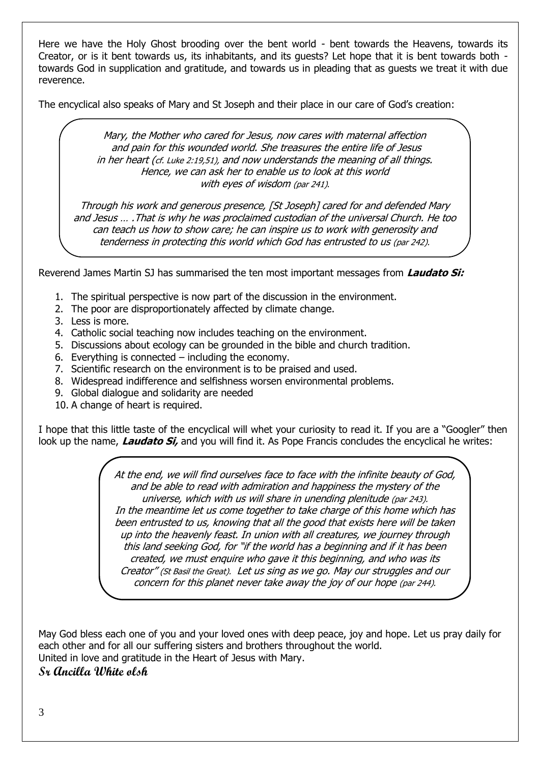Here we have the Holy Ghost brooding over the bent world - bent towards the Heavens, towards its Creator, or is it bent towards us, its inhabitants, and its guests? Let hope that it is bent towards both - towards God in supplication and gratitude, and towards us in pleading that as guests we treat it with due reverence.

The encyclical also speaks of Mary and St Joseph and their place in our care of God's creation:

> *Mary, the Mother who cared for Jesus, now cares with maternal affection and pain for this wounded world. She treasures the entire life of Jesus in her heart (cf. Luke 2:19,51), and now understands the meaning of all things. Hence, we can ask her to enable us to look at this world with eyes of wisdom (par 241).*
>
> *Through his work and generous presence, [St Joseph] cared for and defended Mary and Jesus … .That is why he was proclaimed custodian of the universal Church. He too can teach us how to show care; he can inspire us to work with generosity and tenderness in protecting this world which God has entrusted to us (par 242).*

Reverend James Martin SJ has summarised the ten most important messages from ***Laudato Si:***

1. The spiritual perspective is now part of the discussion in the environment.
2. The poor are disproportionately affected by climate change.
3. Less is more.
4. Catholic social teaching now includes teaching on the environment.
5. Discussions about ecology can be grounded in the bible and church tradition.
6. Everything is connected – including the economy.
7. Scientific research on the environment is to be praised and used.
8. Widespread indifference and selfishness worsen environmental problems.
9. Global dialogue and solidarity are needed
10. A change of heart is required.

I hope that this little taste of the encyclical will whet your curiosity to read it. If you are a "Googler" then look up the name, ***Laudato Si,*** and you will find it. As Pope Francis concludes the encyclical he writes:

> *At the end, we will find ourselves face to face with the infinite beauty of God, and be able to read with admiration and happiness the mystery of the universe, which with us will share in unending plenitude (par 243).*
> *In the meantime let us come together to take charge of this home which has been entrusted to us, knowing that all the good that exists here will be taken up into the heavenly feast. In union with all creatures, we journey through this land seeking God, for "if the world has a beginning and if it has been created, we must enquire who gave it this beginning, and who was its Creator" (St Basil the Great). Let us sing as we go. May our struggles and our concern for this planet never take away the joy of our hope (par 244).*

May God bless each one of you and your loved ones with deep peace, joy and hope. Let us pray daily for each other and for all our suffering sisters and brothers throughout the world.
United in love and gratitude in the Heart of Jesus with Mary.

**Sr Ancilla White olsh**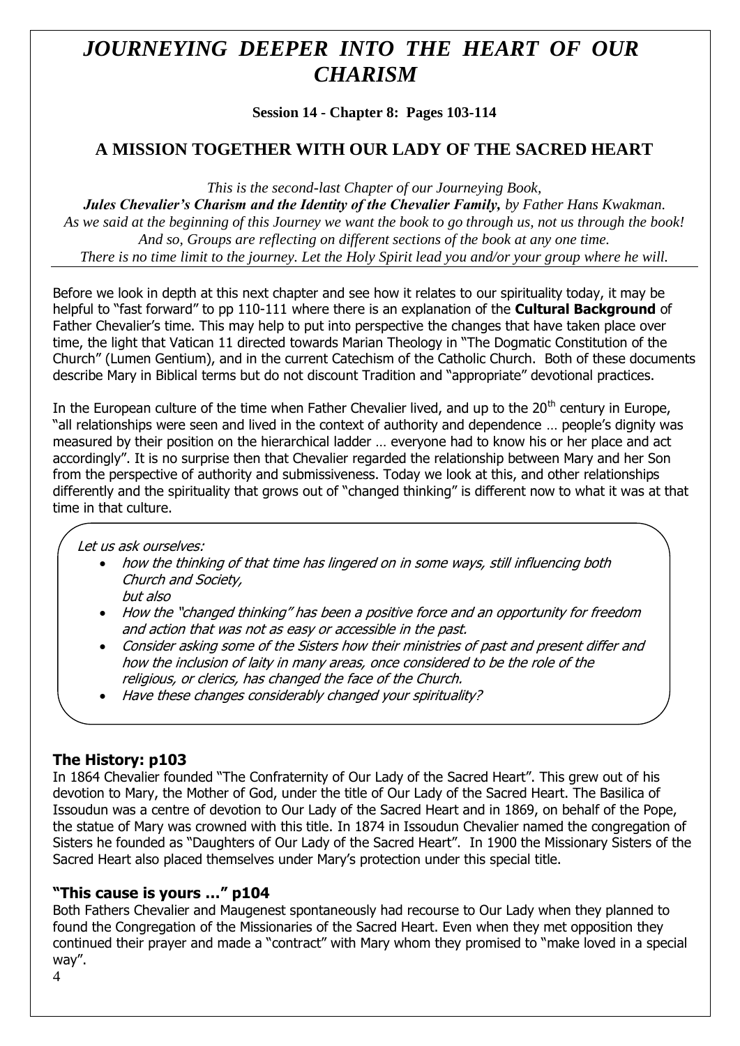# *JOURNEYING DEEPER INTO THE HEART OF OUR CHARISM*

**Session 14 - Chapter 8: Pages 103-114**

## A MISSION TOGETHER WITH OUR LADY OF THE SACRED HEART

*This is the second-last Chapter of our Journeying Book,*
***Jules Chevalier's Charism and the Identity of the Chevalier Family,*** *by Father Hans Kwakman.*
*As we said at the beginning of this Journey we want the book to go through us, not us through the book!*
*And so, Groups are reflecting on different sections of the book at any one time.*
*There is no time limit to the journey. Let the Holy Spirit lead you and/or your group where he will.*

---

Before we look in depth at this next chapter and see how it relates to our spirituality today, it may be helpful to "fast forward" to pp 110-111 where there is an explanation of the **Cultural Background** of Father Chevalier's time. This may help to put into perspective the changes that have taken place over time, the light that Vatican 11 directed towards Marian Theology in "The Dogmatic Constitution of the Church" (Lumen Gentium), and in the current Catechism of the Catholic Church. Both of these documents describe Mary in Biblical terms but do not discount Tradition and "appropriate" devotional practices.

In the European culture of the time when Father Chevalier lived, and up to the 20th century in Europe, "all relationships were seen and lived in the context of authority and dependence … people's dignity was measured by their position on the hierarchical ladder … everyone had to know his or her place and act accordingly". It is no surprise then that Chevalier regarded the relationship between Mary and her Son from the perspective of authority and submissiveness. Today we look at this, and other relationships differently and the spirituality that grows out of "changed thinking" is different now to what it was at that time in that culture.

*Let us ask ourselves:*

- *how the thinking of that time has lingered on in some ways, still influencing both Church and Society,*
  *but also*
- *How the "changed thinking" has been a positive force and an opportunity for freedom and action that was not as easy or accessible in the past.*
- *Consider asking some of the Sisters how their ministries of past and present differ and how the inclusion of laity in many areas, once considered to be the role of the religious, or clerics, has changed the face of the Church.*
- *Have these changes considerably changed your spirituality?*

### The History: p103

In 1864 Chevalier founded "The Confraternity of Our Lady of the Sacred Heart". This grew out of his devotion to Mary, the Mother of God, under the title of Our Lady of the Sacred Heart. The Basilica of Issoudun was a centre of devotion to Our Lady of the Sacred Heart and in 1869, on behalf of the Pope, the statue of Mary was crowned with this title. In 1874 in Issoudun Chevalier named the congregation of Sisters he founded as "Daughters of Our Lady of the Sacred Heart". In 1900 the Missionary Sisters of the Sacred Heart also placed themselves under Mary's protection under this special title.

### "This cause is yours …" p104

Both Fathers Chevalier and Maugenest spontaneously had recourse to Our Lady when they planned to found the Congregation of the Missionaries of the Sacred Heart. Even when they met opposition they continued their prayer and made a "contract" with Mary whom they promised to "make loved in a special way".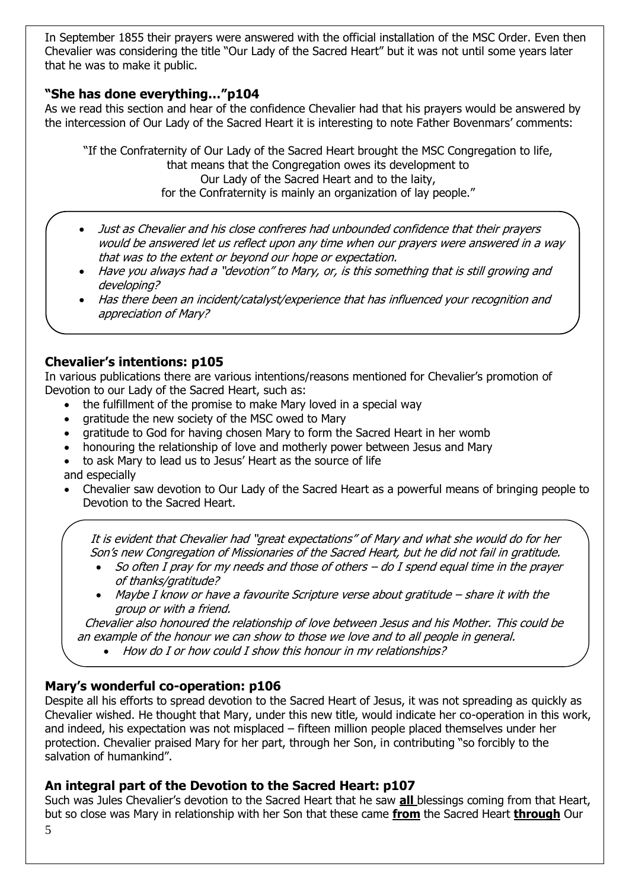In September 1855 their prayers were answered with the official installation of the MSC Order. Even then Chevalier was considering the title "Our Lady of the Sacred Heart" but it was not until some years later that he was to make it public.

### "She has done everything…"p104

As we read this section and hear of the confidence Chevalier had that his prayers would be answered by the intercession of Our Lady of the Sacred Heart it is interesting to note Father Bovenmars' comments:

> "If the Confraternity of Our Lady of the Sacred Heart brought the MSC Congregation to life, that means that the Congregation owes its development to Our Lady of the Sacred Heart and to the laity, for the Confraternity is mainly an organization of lay people."

- *Just as Chevalier and his close confreres had unbounded confidence that their prayers would be answered let us reflect upon any time when our prayers were answered in a way that was to the extent or beyond our hope or expectation.*
- *Have you always had a "devotion" to Mary, or, is this something that is still growing and developing?*
- *Has there been an incident/catalyst/experience that has influenced your recognition and appreciation of Mary?*

### Chevalier's intentions: p105

In various publications there are various intentions/reasons mentioned for Chevalier's promotion of Devotion to our Lady of the Sacred Heart, such as:

- the fulfillment of the promise to make Mary loved in a special way
- gratitude the new society of the MSC owed to Mary
- gratitude to God for having chosen Mary to form the Sacred Heart in her womb
- honouring the relationship of love and motherly power between Jesus and Mary
- to ask Mary to lead us to Jesus' Heart as the source of life

and especially

- Chevalier saw devotion to Our Lady of the Sacred Heart as a powerful means of bringing people to Devotion to the Sacred Heart.

*It is evident that Chevalier had "great expectations" of Mary and what she would do for her Son's new Congregation of Missionaries of the Sacred Heart, but he did not fail in gratitude.*

- *So often I pray for my needs and those of others – do I spend equal time in the prayer of thanks/gratitude?*
- *Maybe I know or have a favourite Scripture verse about gratitude – share it with the group or with a friend.*

*Chevalier also honoured the relationship of love between Jesus and his Mother. This could be an example of the honour we can show to those we love and to all people in general.*

- *How do I or how could I show this honour in my relationships?*

### Mary's wonderful co-operation: p106

Despite all his efforts to spread devotion to the Sacred Heart of Jesus, it was not spreading as quickly as Chevalier wished. He thought that Mary, under this new title, would indicate her co-operation in this work, and indeed, his expectation was not misplaced – fifteen million people placed themselves under her protection. Chevalier praised Mary for her part, through her Son, in contributing "so forcibly to the salvation of humankind".

### An integral part of the Devotion to the Sacred Heart: p107

Such was Jules Chevalier's devotion to the Sacred Heart that he saw **all** blessings coming from that Heart, but so close was Mary in relationship with her Son that these came **from** the Sacred Heart **through** Our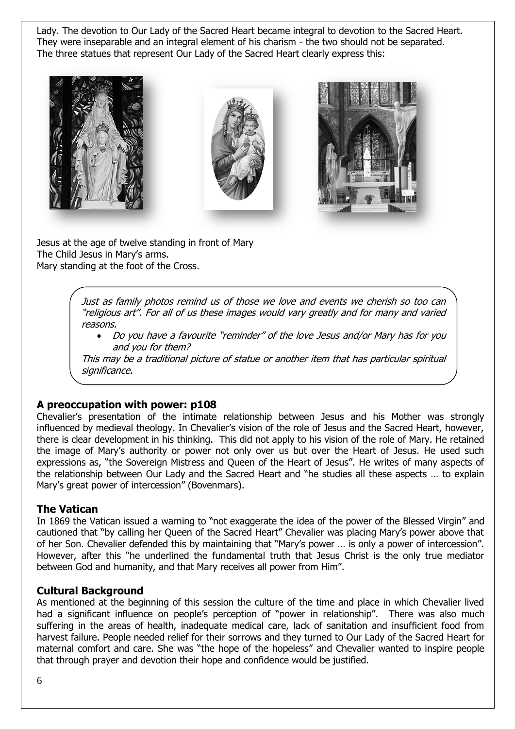Lady. The devotion to Our Lady of the Sacred Heart became integral to devotion to the Sacred Heart. They were inseparable and an integral element of his charism - the two should not be separated. The three statues that represent Our Lady of the Sacred Heart clearly express this:

Jesus at the age of twelve standing in front of Mary
The Child Jesus in Mary's arms.
Mary standing at the foot of the Cross.

> *Just as family photos remind us of those we love and events we cherish so too can "religious art". For all of us these images would vary greatly and for many and varied reasons.*
>
> - *Do you have a favourite "reminder" of the love Jesus and/or Mary has for you and you for them?*
>
> *This may be a traditional picture of statue or another item that has particular spiritual significance.*

## A preoccupation with power: p108

Chevalier's presentation of the intimate relationship between Jesus and his Mother was strongly influenced by medieval theology. In Chevalier's vision of the role of Jesus and the Sacred Heart, however, there is clear development in his thinking. This did not apply to his vision of the role of Mary. He retained the image of Mary's authority or power not only over us but over the Heart of Jesus. He used such expressions as, "the Sovereign Mistress and Queen of the Heart of Jesus". He writes of many aspects of the relationship between Our Lady and the Sacred Heart and "he studies all these aspects … to explain Mary's great power of intercession" (Bovenmars).

## The Vatican

In 1869 the Vatican issued a warning to "not exaggerate the idea of the power of the Blessed Virgin" and cautioned that "by calling her Queen of the Sacred Heart" Chevalier was placing Mary's power above that of her Son. Chevalier defended this by maintaining that "Mary's power … is only a power of intercession". However, after this "he underlined the fundamental truth that Jesus Christ is the only true mediator between God and humanity, and that Mary receives all power from Him".

## Cultural Background

As mentioned at the beginning of this session the culture of the time and place in which Chevalier lived had a significant influence on people's perception of "power in relationship". There was also much suffering in the areas of health, inadequate medical care, lack of sanitation and insufficient food from harvest failure. People needed relief for their sorrows and they turned to Our Lady of the Sacred Heart for maternal comfort and care. She was "the hope of the hopeless" and Chevalier wanted to inspire people that through prayer and devotion their hope and confidence would be justified.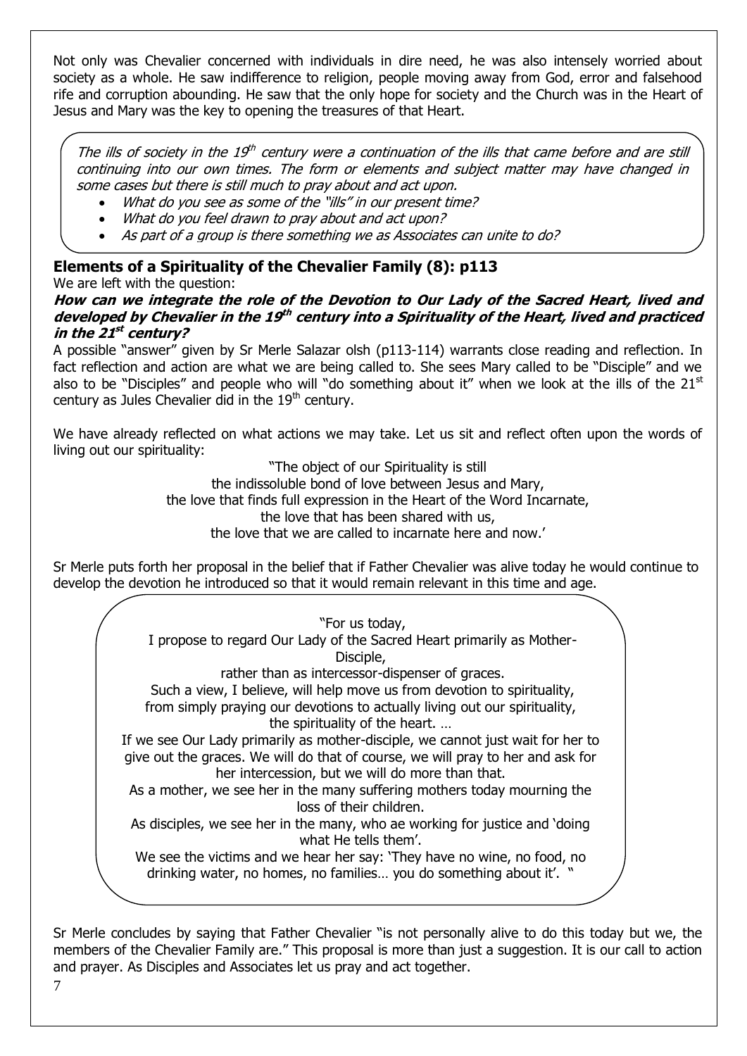Not only was Chevalier concerned with individuals in dire need, he was also intensely worried about society as a whole. He saw indifference to religion, people moving away from God, error and falsehood rife and corruption abounding. He saw that the only hope for society and the Church was in the Heart of Jesus and Mary was the key to opening the treasures of that Heart.

*The ills of society in the 19th century were a continuation of the ills that came before and are still continuing into our own times. The form or elements and subject matter may have changed in some cases but there is still much to pray about and act upon.*

- *What do you see as some of the "ills" in our present time?*
- *What do you feel drawn to pray about and act upon?*
- *As part of a group is there something we as Associates can unite to do?*

### Elements of a Spirituality of the Chevalier Family (8): p113

We are left with the question:

***How can we integrate the role of the Devotion to Our Lady of the Sacred Heart, lived and developed by Chevalier in the 19th century into a Spirituality of the Heart, lived and practiced in the 21st century?***

A possible "answer" given by Sr Merle Salazar olsh (p113-114) warrants close reading and reflection. In fact reflection and action are what we are being called to. She sees Mary called to be "Disciple" and we also to be "Disciples" and people who will "do something about it" when we look at the ills of the 21st century as Jules Chevalier did in the 19th century.

We have already reflected on what actions we may take. Let us sit and reflect often upon the words of living out our spirituality:

"The object of our Spirituality is still
the indissoluble bond of love between Jesus and Mary,
the love that finds full expression in the Heart of the Word Incarnate,
the love that has been shared with us,
the love that we are called to incarnate here and now.'

Sr Merle puts forth her proposal in the belief that if Father Chevalier was alive today he would continue to develop the devotion he introduced so that it would remain relevant in this time and age.

"For us today,
I propose to regard Our Lady of the Sacred Heart primarily as Mother-Disciple,
rather than as intercessor-dispenser of graces.
Such a view, I believe, will help move us from devotion to spirituality,
from simply praying our devotions to actually living out our spirituality,
the spirituality of the heart. …
If we see Our Lady primarily as mother-disciple, we cannot just wait for her to give out the graces. We will do that of course, we will pray to her and ask for her intercession, but we will do more than that.
As a mother, we see her in the many suffering mothers today mourning the loss of their children.
As disciples, we see her in the many, who ae working for justice and 'doing what He tells them'.
We see the victims and we hear her say: 'They have no wine, no food, no drinking water, no homes, no families… you do something about it'. "

Sr Merle concludes by saying that Father Chevalier "is not personally alive to do this today but we, the members of the Chevalier Family are." This proposal is more than just a suggestion. It is our call to action and prayer. As Disciples and Associates let us pray and act together.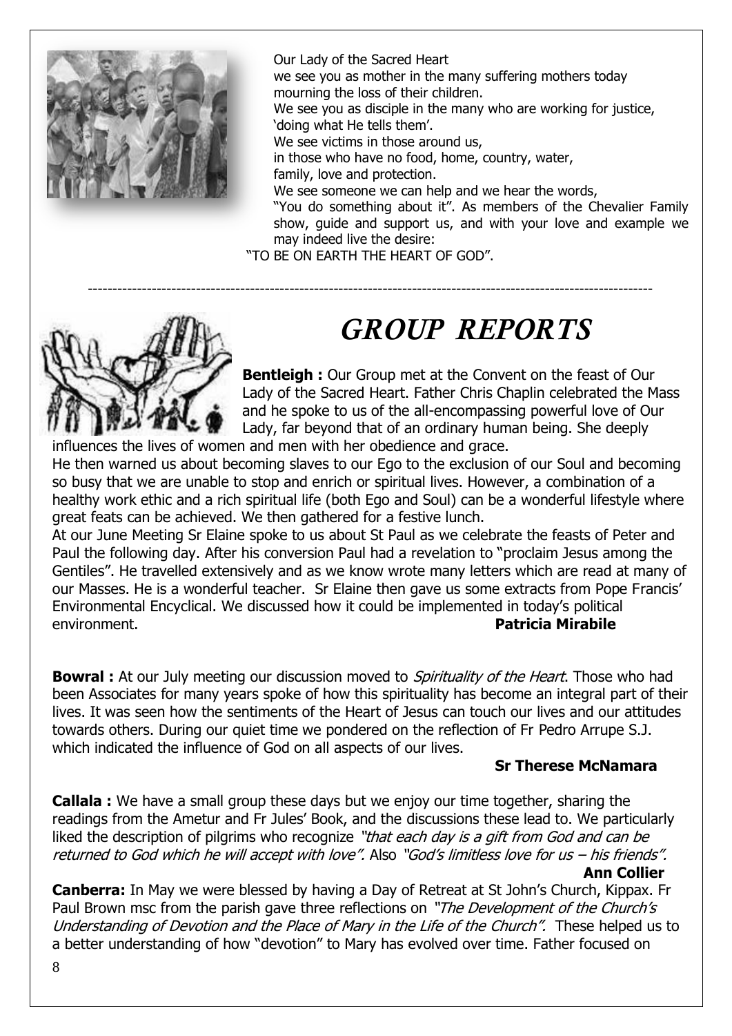Our Lady of the Sacred Heart
we see you as mother in the many suffering mothers today mourning the loss of their children.
We see you as disciple in the many who are working for justice, 'doing what He tells them'.
We see victims in those around us,
in those who have no food, home, country, water,
family, love and protection.
We see someone we can help and we hear the words,
"You do something about it". As members of the Chevalier Family show, guide and support us, and with your love and example we may indeed live the desire:
"TO BE ON EARTH THE HEART OF GOD".

---

# *GROUP REPORTS*

**Bentleigh :** Our Group met at the Convent on the feast of Our Lady of the Sacred Heart. Father Chris Chaplin celebrated the Mass and he spoke to us of the all-encompassing powerful love of Our Lady, far beyond that of an ordinary human being. She deeply influences the lives of women and men with her obedience and grace.
He then warned us about becoming slaves to our Ego to the exclusion of our Soul and becoming so busy that we are unable to stop and enrich or spiritual lives. However, a combination of a healthy work ethic and a rich spiritual life (both Ego and Soul) can be a wonderful lifestyle where great feats can be achieved. We then gathered for a festive lunch.
At our June Meeting Sr Elaine spoke to us about St Paul as we celebrate the feasts of Peter and Paul the following day. After his conversion Paul had a revelation to "proclaim Jesus among the Gentiles". He travelled extensively and as we know wrote many letters which are read at many of our Masses. He is a wonderful teacher. Sr Elaine then gave us some extracts from Pope Francis' Environmental Encyclical. We discussed how it could be implemented in today's political environment. **Patricia Mirabile**

**Bowral :** At our July meeting our discussion moved to *Spirituality of the Heart*. Those who had been Associates for many years spoke of how this spirituality has become an integral part of their lives. It was seen how the sentiments of the Heart of Jesus can touch our lives and our attitudes towards others. During our quiet time we pondered on the reflection of Fr Pedro Arrupe S.J. which indicated the influence of God on all aspects of our lives.

**Sr Therese McNamara**

**Callala :** We have a small group these days but we enjoy our time together, sharing the readings from the Ametur and Fr Jules' Book, and the discussions these lead to. We particularly liked the description of pilgrims who recognize *"that each day is a gift from God and can be returned to God which he will accept with love".* Also *"God's limitless love for us – his friends".*

**Ann Collier**

**Canberra:** In May we were blessed by having a Day of Retreat at St John's Church, Kippax. Fr Paul Brown msc from the parish gave three reflections on *"The Development of the Church's Understanding of Devotion and the Place of Mary in the Life of the Church".* These helped us to a better understanding of how "devotion" to Mary has evolved over time. Father focused on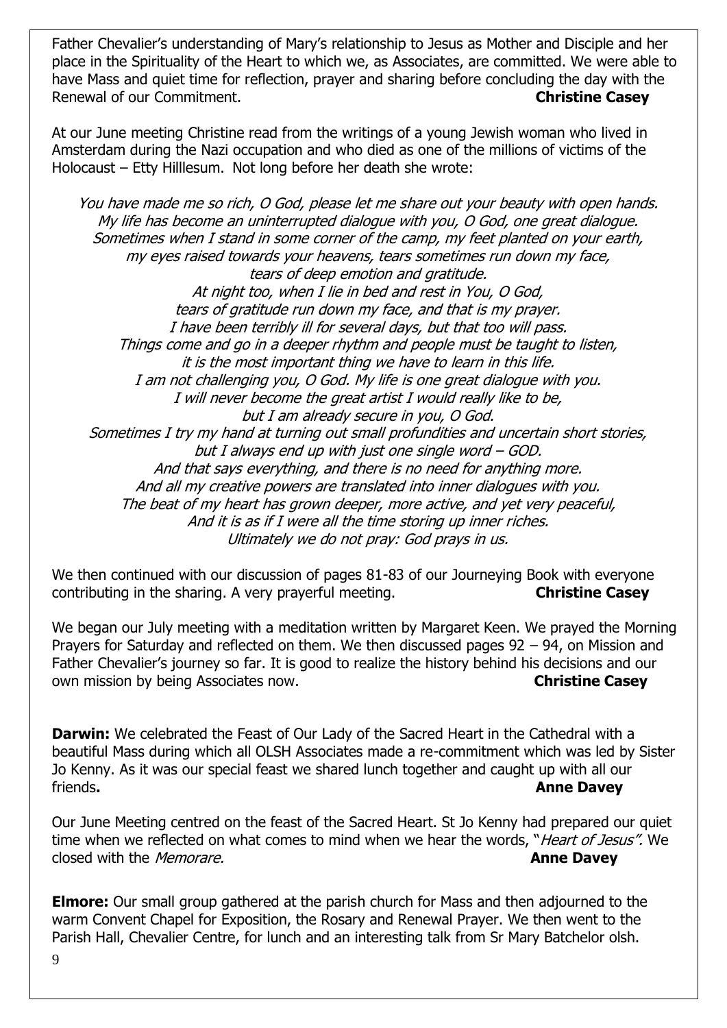Father Chevalier's understanding of Mary's relationship to Jesus as Mother and Disciple and her place in the Spirituality of the Heart to which we, as Associates, are committed. We were able to have Mass and quiet time for reflection, prayer and sharing before concluding the day with the Renewal of our Commitment. **Christine Casey**

At our June meeting Christine read from the writings of a young Jewish woman who lived in Amsterdam during the Nazi occupation and who died as one of the millions of victims of the Holocaust – Etty Hilllesum. Not long before her death she wrote:

*You have made me so rich, O God, please let me share out your beauty with open hands.*
*My life has become an uninterrupted dialogue with you, O God, one great dialogue.*
*Sometimes when I stand in some corner of the camp, my feet planted on your earth,*
*my eyes raised towards your heavens, tears sometimes run down my face,*
*tears of deep emotion and gratitude.*
*At night too, when I lie in bed and rest in You, O God,*
*tears of gratitude run down my face, and that is my prayer.*
*I have been terribly ill for several days, but that too will pass.*
*Things come and go in a deeper rhythm and people must be taught to listen,*
*it is the most important thing we have to learn in this life.*
*I am not challenging you, O God. My life is one great dialogue with you.*
*I will never become the great artist I would really like to be,*
*but I am already secure in you, O God.*
*Sometimes I try my hand at turning out small profundities and uncertain short stories,*
*but I always end up with just one single word – GOD.*
*And that says everything, and there is no need for anything more.*
*And all my creative powers are translated into inner dialogues with you.*
*The beat of my heart has grown deeper, more active, and yet very peaceful,*
*And it is as if I were all the time storing up inner riches.*
*Ultimately we do not pray: God prays in us.*

We then continued with our discussion of pages 81-83 of our Journeying Book with everyone contributing in the sharing. A very prayerful meeting. **Christine Casey**

We began our July meeting with a meditation written by Margaret Keen. We prayed the Morning Prayers for Saturday and reflected on them. We then discussed pages 92 – 94, on Mission and Father Chevalier's journey so far. It is good to realize the history behind his decisions and our own mission by being Associates now. **Christine Casey**

**Darwin:** We celebrated the Feast of Our Lady of the Sacred Heart in the Cathedral with a beautiful Mass during which all OLSH Associates made a re-commitment which was led by Sister Jo Kenny. As it was our special feast we shared lunch together and caught up with all our friends**.** **Anne Davey**

Our June Meeting centred on the feast of the Sacred Heart. St Jo Kenny had prepared our quiet time when we reflected on what comes to mind when we hear the words, "*Heart of Jesus".* We closed with the *Memorare.* **Anne Davey**

**Elmore:** Our small group gathered at the parish church for Mass and then adjourned to the warm Convent Chapel for Exposition, the Rosary and Renewal Prayer. We then went to the Parish Hall, Chevalier Centre, for lunch and an interesting talk from Sr Mary Batchelor olsh.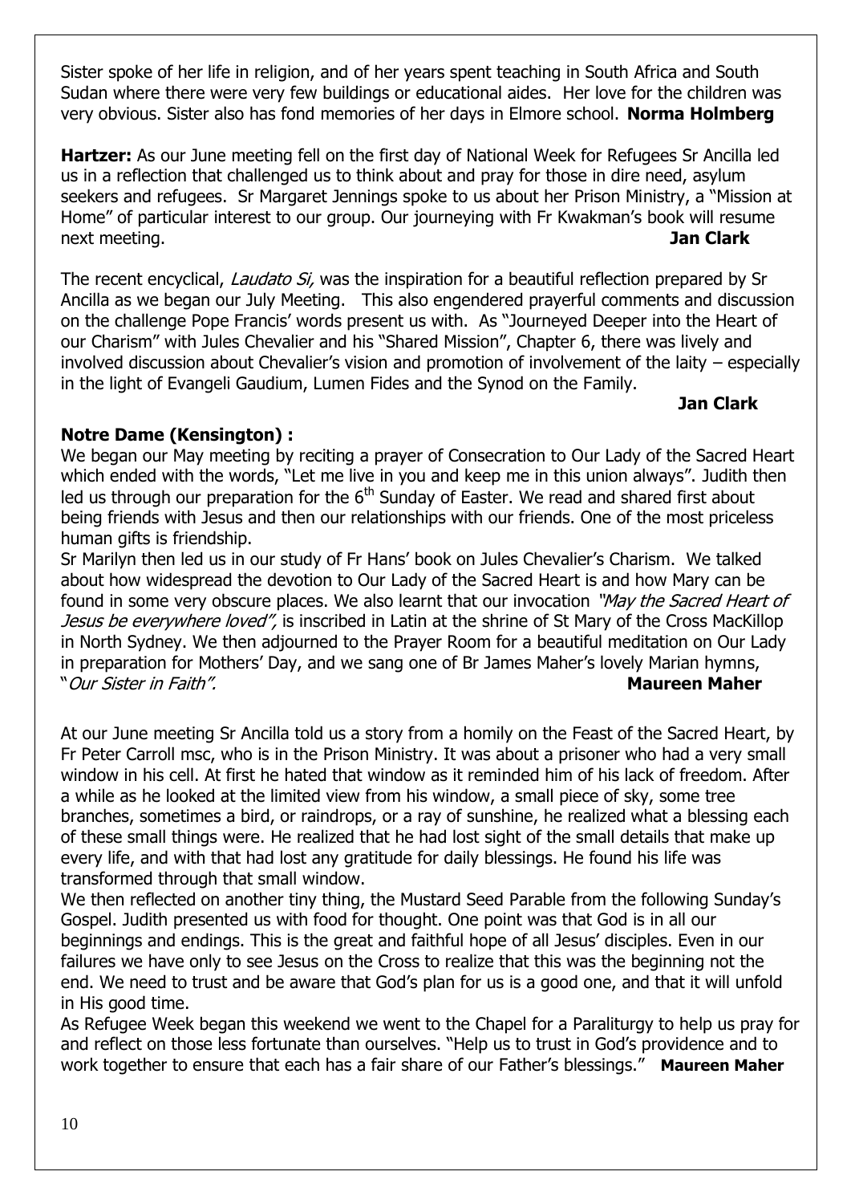Sister spoke of her life in religion, and of her years spent teaching in South Africa and South Sudan where there were very few buildings or educational aides. Her love for the children was very obvious. Sister also has fond memories of her days in Elmore school. **Norma Holmberg**

**Hartzer:** As our June meeting fell on the first day of National Week for Refugees Sr Ancilla led us in a reflection that challenged us to think about and pray for those in dire need, asylum seekers and refugees. Sr Margaret Jennings spoke to us about her Prison Ministry, a "Mission at Home" of particular interest to our group. Our journeying with Fr Kwakman's book will resume next meeting. **Jan Clark**

The recent encyclical, *Laudato Si,* was the inspiration for a beautiful reflection prepared by Sr Ancilla as we began our July Meeting. This also engendered prayerful comments and discussion on the challenge Pope Francis' words present us with. As "Journeyed Deeper into the Heart of our Charism" with Jules Chevalier and his "Shared Mission", Chapter 6, there was lively and involved discussion about Chevalier's vision and promotion of involvement of the laity – especially in the light of Evangeli Gaudium, Lumen Fides and the Synod on the Family.

**Jan Clark**

**Notre Dame (Kensington) :**

We began our May meeting by reciting a prayer of Consecration to Our Lady of the Sacred Heart which ended with the words, "Let me live in you and keep me in this union always". Judith then led us through our preparation for the 6th Sunday of Easter. We read and shared first about being friends with Jesus and then our relationships with our friends. One of the most priceless human gifts is friendship.

Sr Marilyn then led us in our study of Fr Hans' book on Jules Chevalier's Charism. We talked about how widespread the devotion to Our Lady of the Sacred Heart is and how Mary can be found in some very obscure places. We also learnt that our invocation *"May the Sacred Heart of Jesus be everywhere loved",* is inscribed in Latin at the shrine of St Mary of the Cross MacKillop in North Sydney. We then adjourned to the Prayer Room for a beautiful meditation on Our Lady in preparation for Mothers' Day, and we sang one of Br James Maher's lovely Marian hymns, "*Our Sister in Faith".* **Maureen Maher**

At our June meeting Sr Ancilla told us a story from a homily on the Feast of the Sacred Heart, by Fr Peter Carroll msc, who is in the Prison Ministry. It was about a prisoner who had a very small window in his cell. At first he hated that window as it reminded him of his lack of freedom. After a while as he looked at the limited view from his window, a small piece of sky, some tree branches, sometimes a bird, or raindrops, or a ray of sunshine, he realized what a blessing each of these small things were. He realized that he had lost sight of the small details that make up every life, and with that had lost any gratitude for daily blessings. He found his life was transformed through that small window.

We then reflected on another tiny thing, the Mustard Seed Parable from the following Sunday's Gospel. Judith presented us with food for thought. One point was that God is in all our beginnings and endings. This is the great and faithful hope of all Jesus' disciples. Even in our failures we have only to see Jesus on the Cross to realize that this was the beginning not the end. We need to trust and be aware that God's plan for us is a good one, and that it will unfold in His good time.

As Refugee Week began this weekend we went to the Chapel for a Paraliturgy to help us pray for and reflect on those less fortunate than ourselves. "Help us to trust in God's providence and to work together to ensure that each has a fair share of our Father's blessings." **Maureen Maher**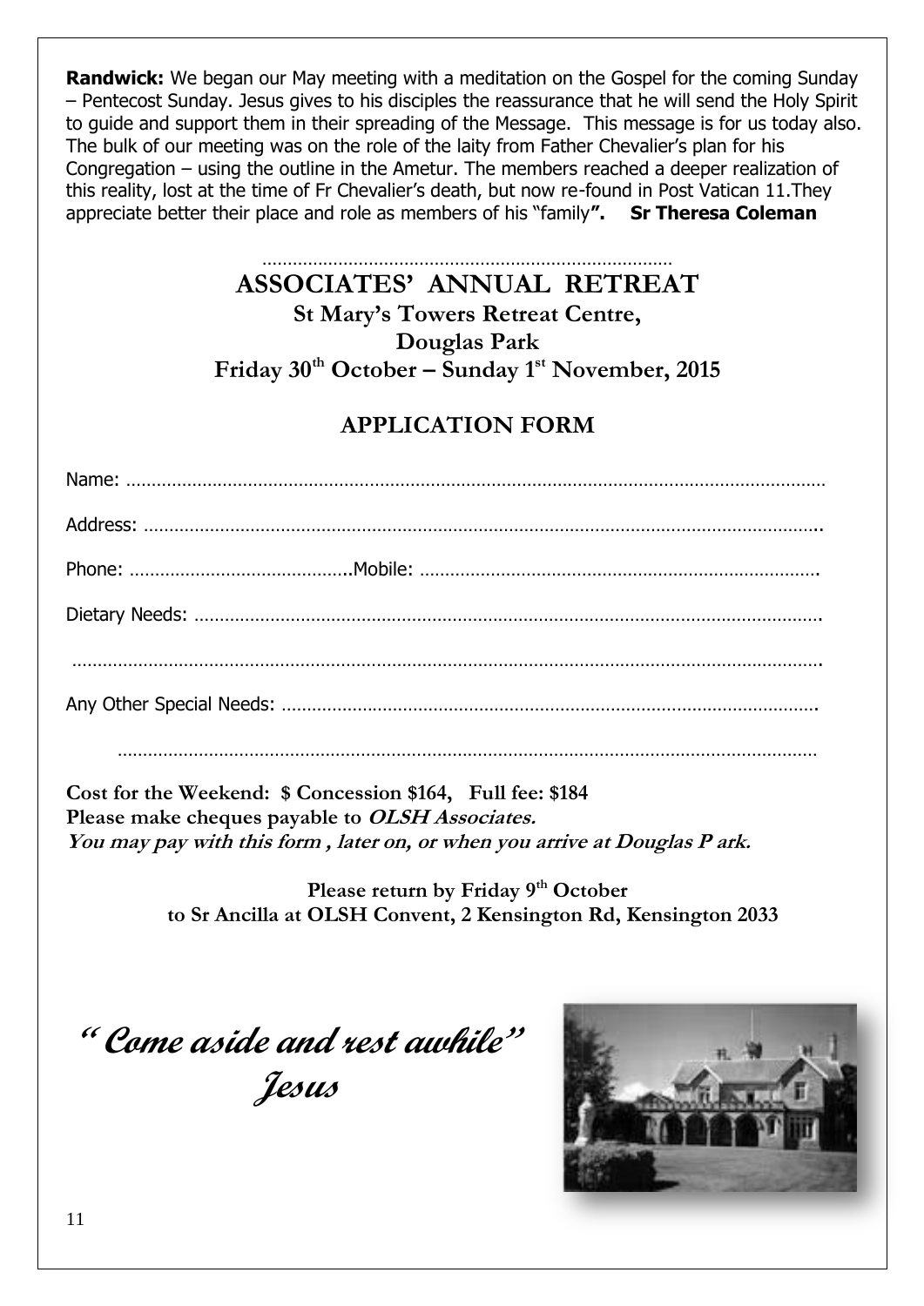**Randwick:** We began our May meeting with a meditation on the Gospel for the coming Sunday – Pentecost Sunday. Jesus gives to his disciples the reassurance that he will send the Holy Spirit to guide and support them in their spreading of the Message. This message is for us today also. The bulk of our meeting was on the role of the laity from Father Chevalier's plan for his Congregation – using the outline in the Ametur. The members reached a deeper realization of this reality, lost at the time of Fr Chevalier's death, but now re-found in Post Vatican 11.They appreciate better their place and role as members of his "family**".** **Sr Theresa Coleman**

……………………………………………………………………

# ASSOCIATES' ANNUAL RETREAT

## St Mary's Towers Retreat Centre, Douglas Park

## Friday 30th October – Sunday 1st November, 2015

## APPLICATION FORM

Name: ………………………………………………………………………………………………………………………

Address: ………………………………………………………………………………………………………………….

Phone: ……………………………………..Mobile: ……………………………………………………………………

Dietary Needs: ……………………………………………………………………………………………………………

………………………………………………………………………………………………………………………………….

Any Other Special Needs: ………………………………………………………………………………………….

………………………………………………………………………………………………………………………

**Cost for the Weekend: $ Concession $164, Full fee: $184**
**Please make cheques payable to *OLSH Associates.***
***You may pay with this form , later on, or when you arrive at Douglas P ark.***

**Please return by Friday 9th October**
**to Sr Ancilla at OLSH Convent, 2 Kensington Rd, Kensington 2033**

***" Come aside and rest awhile"***
***Jesus***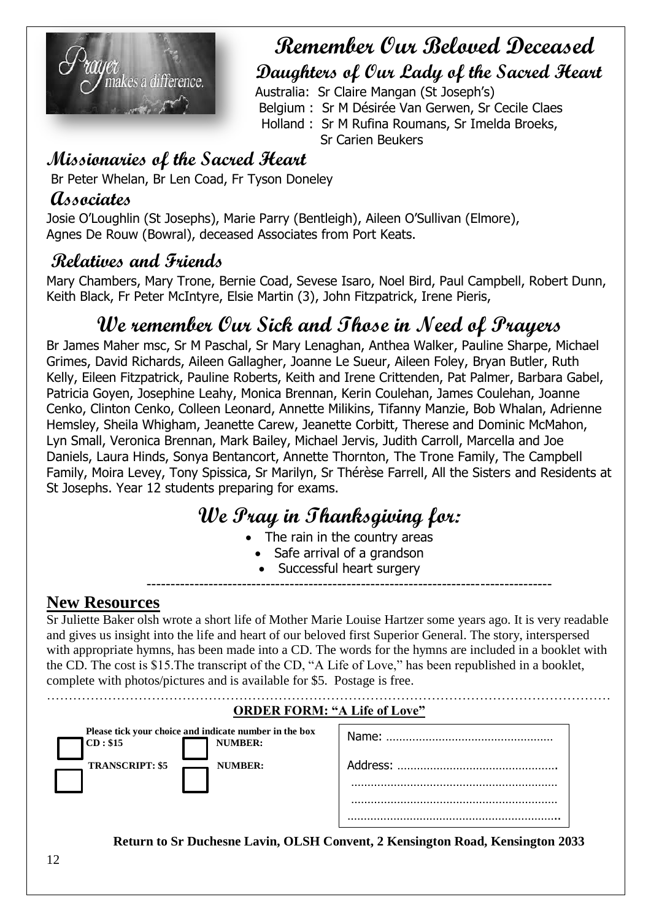# Remember Our Beloved Deceased

## Daughters of Our Lady of the Sacred Heart

Australia: Sr Claire Mangan (St Joseph's)
Belgium : Sr M Désirée Van Gerwen, Sr Cecile Claes
Holland : Sr M Rufina Roumans, Sr Imelda Broeks, Sr Carien Beukers

## Missionaries of the Sacred Heart

Br Peter Whelan, Br Len Coad, Fr Tyson Doneley

## Associates

Josie O'Loughlin (St Josephs), Marie Parry (Bentleigh), Aileen O'Sullivan (Elmore), Agnes De Rouw (Bowral), deceased Associates from Port Keats.

## Relatives and Friends

Mary Chambers, Mary Trone, Bernie Coad, Sevese Isaro, Noel Bird, Paul Campbell, Robert Dunn, Keith Black, Fr Peter McIntyre, Elsie Martin (3), John Fitzpatrick, Irene Pieris,

# We remember Our Sick and Those in Need of Prayers

Br James Maher msc, Sr M Paschal, Sr Mary Lenaghan, Anthea Walker, Pauline Sharpe, Michael Grimes, David Richards, Aileen Gallagher, Joanne Le Sueur, Aileen Foley, Bryan Butler, Ruth Kelly, Eileen Fitzpatrick, Pauline Roberts, Keith and Irene Crittenden, Pat Palmer, Barbara Gabel, Patricia Goyen, Josephine Leahy, Monica Brennan, Kerin Coulehan, James Coulehan, Joanne Cenko, Clinton Cenko, Colleen Leonard, Annette Milikins, Tifanny Manzie, Bob Whalan, Adrienne Hemsley, Sheila Whigham, Jeanette Carew, Jeanette Corbitt, Therese and Dominic McMahon, Lyn Small, Veronica Brennan, Mark Bailey, Michael Jervis, Judith Carroll, Marcella and Joe Daniels, Laura Hinds, Sonya Bentancort, Annette Thornton, The Trone Family, The Campbell Family, Moira Levey, Tony Spissica, Sr Marilyn, Sr Thérèse Farrell, All the Sisters and Residents at St Josephs. Year 12 students preparing for exams.

# We Pray in Thanksgiving for:

- The rain in the country areas
- Safe arrival of a grandson
- Successful heart surgery

---

## New Resources

Sr Juliette Baker olsh wrote a short life of Mother Marie Louise Hartzer some years ago. It is very readable and gives us insight into the life and heart of our beloved first Superior General. The story, interspersed with appropriate hymns, has been made into a CD. The words for the hymns are included in a booklet with the CD. The cost is $15.The transcript of the CD, "A Life of Love," has been republished in a booklet, complete with photos/pictures and is available for $5. Postage is free.

---

**ORDER FORM: "A Life of Love"**

**Please tick your choice and indicate number in the box**

☐ **CD : $15** ☐ **NUMBER:**

☐ **TRANSCRIPT: $5** ☐ **NUMBER:**

Name: ..................................................

Address: ................................................

..............................................................

..............................................................

..............................................................

**Return to Sr Duchesne Lavin, OLSH Convent, 2 Kensington Road, Kensington 2033**